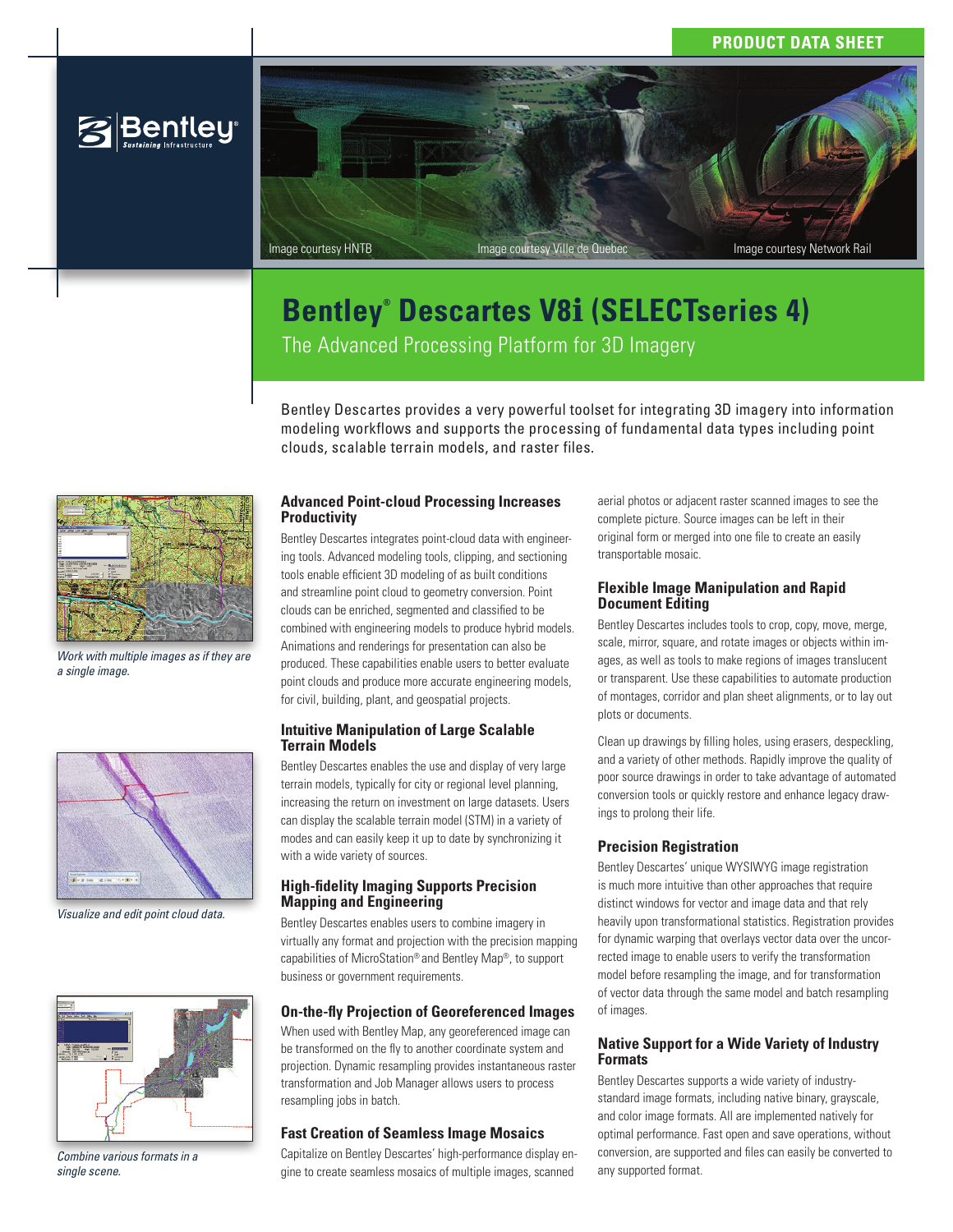PRODUCT DATA SHEET

Image courtesy HNTB | Image courtesy Ville de Quebec | Image courtesy Network Rail

# Bentley® Descartes V8i (SELECTseries 4)

## The Advanced Processing Platform for 3D Imagery

Bentley Descartes provides a very powerful toolset for integrating 3D imagery into information modeling workflows and supports the processing of fundamental data types including point clouds, scalable terrain models, and raster files.

*Work with multiple images as if they are a single image.*

*Visualize and edit point cloud data.*

*Combine various formats in a single scene.*

### Advanced Point-cloud Processing Increases Productivity

Bentley Descartes integrates point-cloud data with engineering tools. Advanced modeling tools, clipping, and sectioning tools enable efficient 3D modeling of as built conditions and streamline point cloud to geometry conversion. Point clouds can be enriched, segmented and classified to be combined with engineering models to produce hybrid models. Animations and renderings for presentation can also be produced. These capabilities enable users to better evaluate point clouds and produce more accurate engineering models, for civil, building, plant, and geospatial projects.

### Intuitive Manipulation of Large Scalable Terrain Models

Bentley Descartes enables the use and display of very large terrain models, typically for city or regional level planning, increasing the return on investment on large datasets. Users can display the scalable terrain model (STM) in a variety of modes and can easily keep it up to date by synchronizing it with a wide variety of sources.

### High-fidelity Imaging Supports Precision Mapping and Engineering

Bentley Descartes enables users to combine imagery in virtually any format and projection with the precision mapping capabilities of MicroStation® and Bentley Map®, to support business or government requirements.

### On-the-fly Projection of Georeferenced Images

When used with Bentley Map, any georeferenced image can be transformed on the fly to another coordinate system and projection. Dynamic resampling provides instantaneous raster transformation and Job Manager allows users to process resampling jobs in batch.

### Fast Creation of Seamless Image Mosaics

Capitalize on Bentley Descartes' high-performance display engine to create seamless mosaics of multiple images, scanned aerial photos or adjacent raster scanned images to see the complete picture. Source images can be left in their original form or merged into one file to create an easily transportable mosaic.

### Flexible Image Manipulation and Rapid Document Editing

Bentley Descartes includes tools to crop, copy, move, merge, scale, mirror, square, and rotate images or objects within images, as well as tools to make regions of images translucent or transparent. Use these capabilities to automate production of montages, corridor and plan sheet alignments, or to lay out plots or documents.

Clean up drawings by filling holes, using erasers, despeckling, and a variety of other methods. Rapidly improve the quality of poor source drawings in order to take advantage of automated conversion tools or quickly restore and enhance legacy drawings to prolong their life.

### Precision Registration

Bentley Descartes' unique WYSIWYG image registration is much more intuitive than other approaches that require distinct windows for vector and image data and that rely heavily upon transformational statistics. Registration provides for dynamic warping that overlays vector data over the uncorrected image to enable users to verify the transformation model before resampling the image, and for transformation of vector data through the same model and batch resampling of images.

### Native Support for a Wide Variety of Industry Formats

Bentley Descartes supports a wide variety of industry-standard image formats, including native binary, grayscale, and color image formats. All are implemented natively for optimal performance. Fast open and save operations, without conversion, are supported and files can easily be converted to any supported format.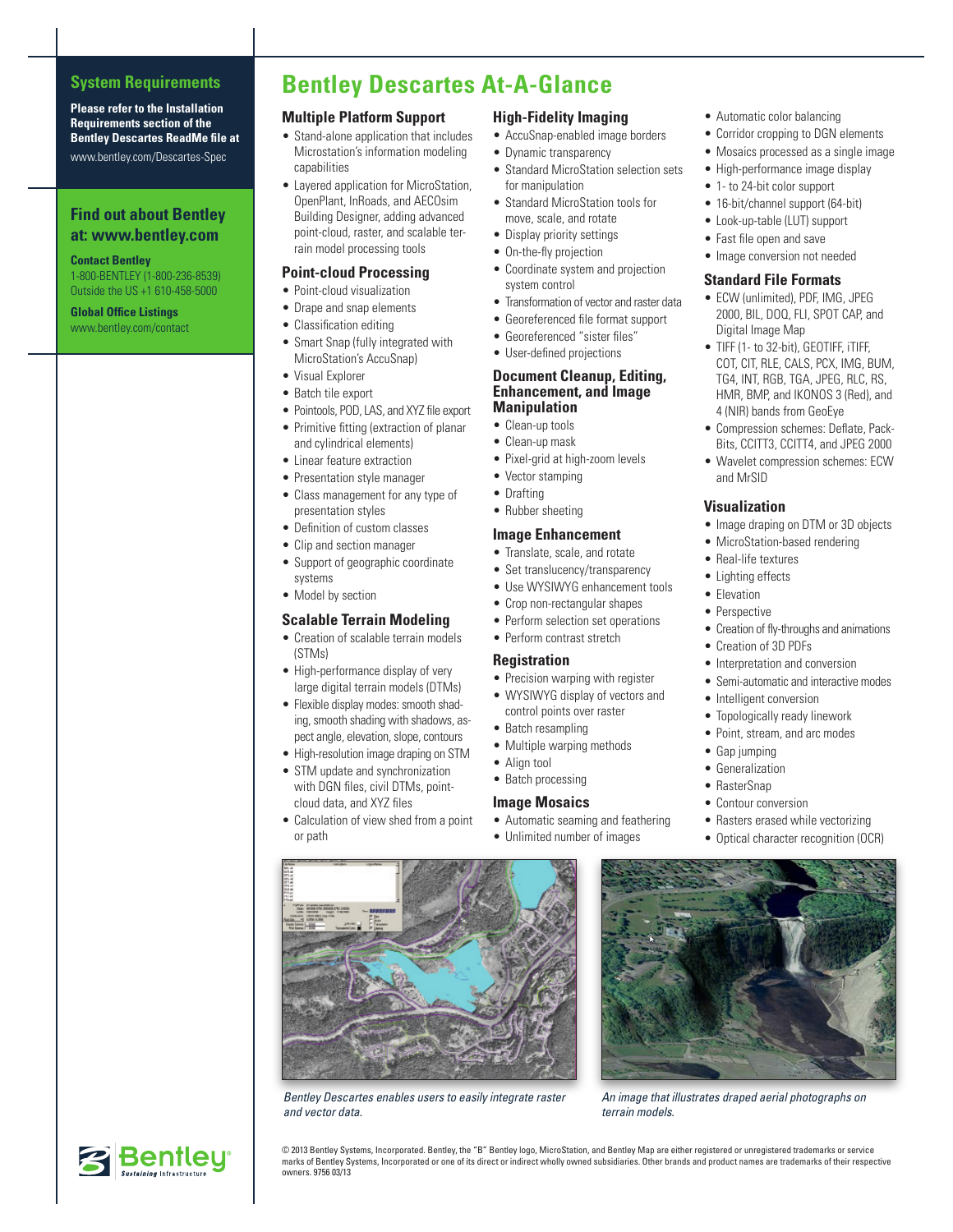## System Requirements

**Please refer to the Installation Requirements section of the Bentley Descartes ReadMe file at**

www.bentley.com/Descartes-Spec

## Find out about Bentley at: www.bentley.com

**Contact Bentley**

1-800-BENTLEY (1-800-236-8539)
Outside the US +1 610-458-5000

**Global Office Listings**

www.bentley.com/contact

# Bentley Descartes At-A-Glance

### Multiple Platform Support

- Stand-alone application that includes Microstation's information modeling capabilities
- Layered application for MicroStation, OpenPlant, InRoads, and AECOsim Building Designer, adding advanced point-cloud, raster, and scalable terrain model processing tools

### Point-cloud Processing

- Point-cloud visualization
- Drape and snap elements
- Classification editing
- Smart Snap (fully integrated with MicroStation's AccuSnap)
- Visual Explorer
- Batch tile export
- Pointools, POD, LAS, and XYZ file export
- Primitive fitting (extraction of planar and cylindrical elements)
- Linear feature extraction
- Presentation style manager
- Class management for any type of presentation styles
- Definition of custom classes
- Clip and section manager
- Support of geographic coordinate systems
- Model by section

### Scalable Terrain Modeling

- Creation of scalable terrain models (STMs)
- High-performance display of very large digital terrain models (DTMs)
- Flexible display modes: smooth shading, smooth shading with shadows, aspect angle, elevation, slope, contours
- High-resolution image draping on STM
- STM update and synchronization with DGN files, civil DTMs, point-cloud data, and XYZ files
- Calculation of view shed from a point or path

### High-Fidelity Imaging

- AccuSnap-enabled image borders
- Dynamic transparency
- Standard MicroStation selection sets for manipulation
- Standard MicroStation tools for move, scale, and rotate
- Display priority settings
- On-the-fly projection
- Coordinate system and projection system control
- Transformation of vector and raster data
- Georeferenced file format support
- Georeferenced "sister files"
- User-defined projections

### Document Cleanup, Editing, Enhancement, and Image Manipulation

- Clean-up tools
- Clean-up mask
- Pixel-grid at high-zoom levels
- Vector stamping
- Drafting
- Rubber sheeting

### Image Enhancement

- Translate, scale, and rotate
- Set translucency/transparency
- Use WYSIWYG enhancement tools
- Crop non-rectangular shapes
- Perform selection set operations
- Perform contrast stretch

### Registration

- Precision warping with register
- WYSIWYG display of vectors and control points over raster
- Batch resampling
- Multiple warping methods
- Align tool
- Batch processing

### Image Mosaics

- Automatic seaming and feathering
- Unlimited number of images
- Automatic color balancing
- Corridor cropping to DGN elements
- Mosaics processed as a single image
- High-performance image display
- 1- to 24-bit color support
- 16-bit/channel support (64-bit)
- Look-up-table (LUT) support
- Fast file open and save
- Image conversion not needed

### Standard File Formats

- ECW (unlimited), PDF, IMG, JPEG 2000, BIL, DOQ, FLI, SPOT CAP, and Digital Image Map
- TIFF (1- to 32-bit), GEOTIFF, iTIFF, COT, CIT, RLE, CALS, PCX, IMG, BUM, TG4, INT, RGB, TGA, JPEG, RLC, RS, HMR, BMP, and IKONOS 3 (Red), and 4 (NIR) bands from GeoEye
- Compression schemes: Deflate, Pack-Bits, CCITT3, CCITT4, and JPEG 2000
- Wavelet compression schemes: ECW and MrSID

### Visualization

- Image draping on DTM or 3D objects
- MicroStation-based rendering
- Real-life textures
- Lighting effects
- Elevation
- Perspective
- Creation of fly-throughs and animations
- Creation of 3D PDFs
- Interpretation and conversion
- Semi-automatic and interactive modes
- Intelligent conversion
- Topologically ready linework
- Point, stream, and arc modes
- Gap jumping
- Generalization
- RasterSnap
- Contour conversion
- Rasters erased while vectorizing
- Optical character recognition (OCR)

*Bentley Descartes enables users to easily integrate raster and vector data.*

*An image that illustrates draped aerial photographs on terrain models.*

© 2013 Bentley Systems, Incorporated. Bentley, the "B" Bentley logo, MicroStation, and Bentley Map are either registered or unregistered trademarks or service marks of Bentley Systems, Incorporated or one of its direct or indirect wholly owned subsidiaries. Other brands and product names are trademarks of their respective owners. 9756 03/13